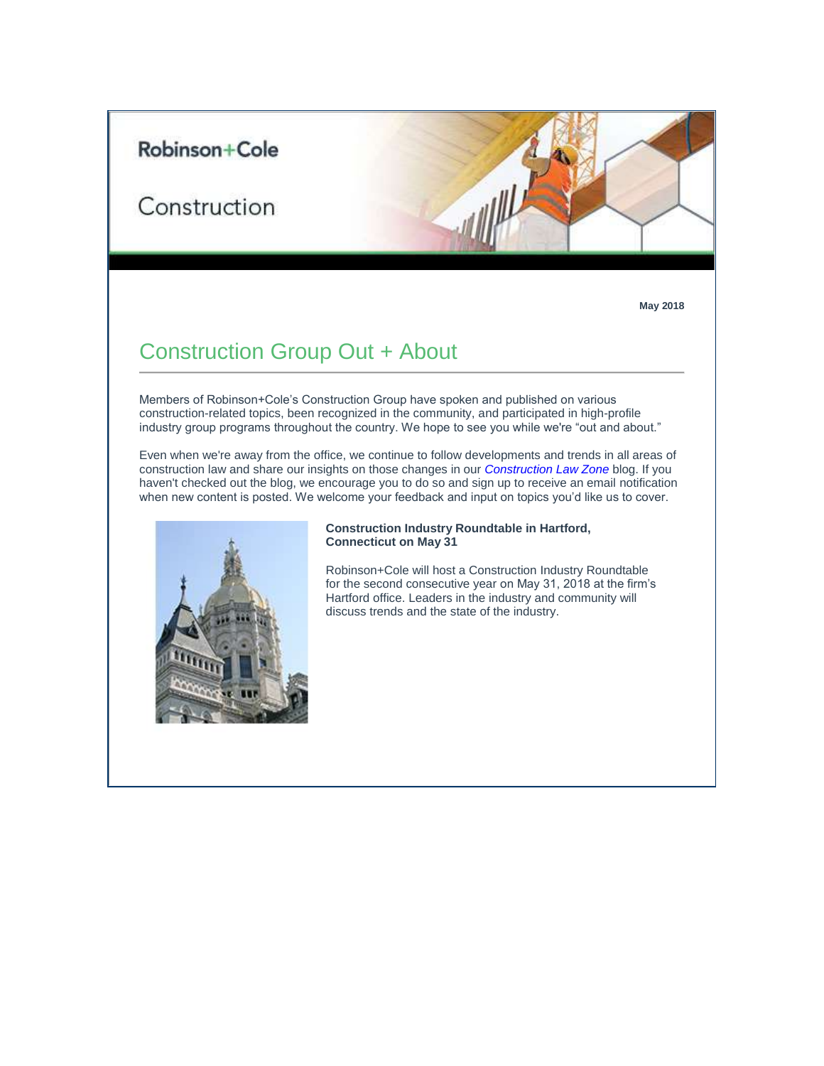Robinson+Cole

Construction

**May 2018**

# Construction Group Out + About

Members of Robinson+Cole's Construction Group have spoken and published on various construction-related topics, been recognized in the community, and participated in high-profile industry group programs throughout the country. We hope to see you while we're "out and about."

Even when we're away from the office, we continue to follow developments and trends in all areas of construction law and share our insights on those changes in our *Construction Law Zone* blog. If you haven't checked out the blog, we encourage you to do so and sign up to receive an email notification when new content is posted. We welcome your feedback and input on topics you'd like us to cover.

**Construction Industry Roundtable in Hartford, Connecticut on May 31**

Robinson+Cole will host a Construction Industry Roundtable for the second consecutive year on May 31, 2018 at the firm's Hartford office. Leaders in the industry and community will discuss trends and the state of the industry.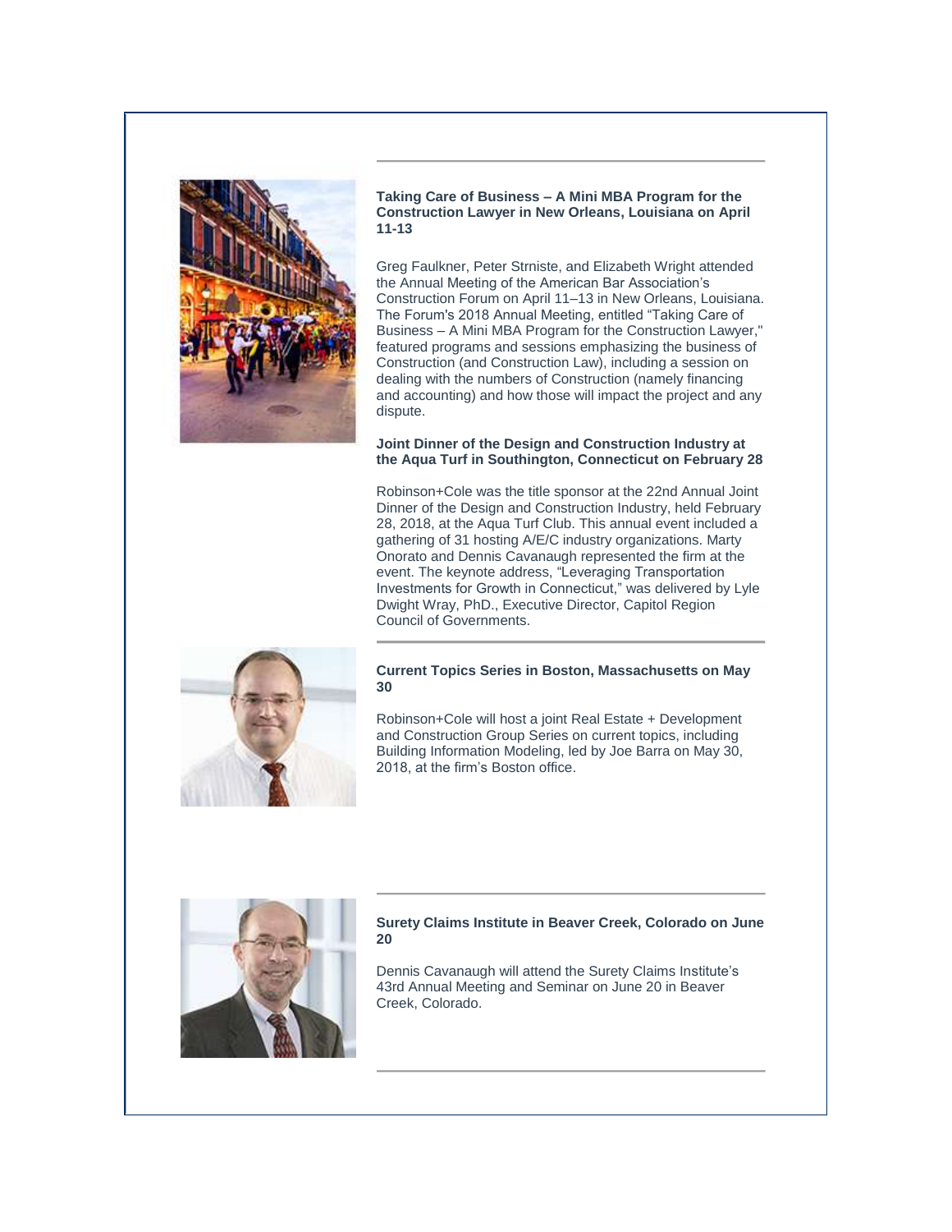### Taking Care of Business – A Mini MBA Program for the Construction Lawyer in New Orleans, Louisiana on April 11-13

Greg Faulkner, Peter Strniste, and Elizabeth Wright attended the Annual Meeting of the American Bar Association's Construction Forum on April 11–13 in New Orleans, Louisiana. The Forum's 2018 Annual Meeting, entitled "Taking Care of Business – A Mini MBA Program for the Construction Lawyer," featured programs and sessions emphasizing the business of Construction (and Construction Law), including a session on dealing with the numbers of Construction (namely financing and accounting) and how those will impact the project and any dispute.

### Joint Dinner of the Design and Construction Industry at the Aqua Turf in Southington, Connecticut on February 28

Robinson+Cole was the title sponsor at the 22nd Annual Joint Dinner of the Design and Construction Industry, held February 28, 2018, at the Aqua Turf Club. This annual event included a gathering of 31 hosting A/E/C industry organizations. Marty Onorato and Dennis Cavanaugh represented the firm at the event. The keynote address, "Leveraging Transportation Investments for Growth in Connecticut," was delivered by Lyle Dwight Wray, PhD., Executive Director, Capitol Region Council of Governments.

### Current Topics Series in Boston, Massachusetts on May 30

Robinson+Cole will host a joint Real Estate + Development and Construction Group Series on current topics, including Building Information Modeling, led by Joe Barra on May 30, 2018, at the firm's Boston office.

### Surety Claims Institute in Beaver Creek, Colorado on June 20

Dennis Cavanaugh will attend the Surety Claims Institute's 43rd Annual Meeting and Seminar on June 20 in Beaver Creek, Colorado.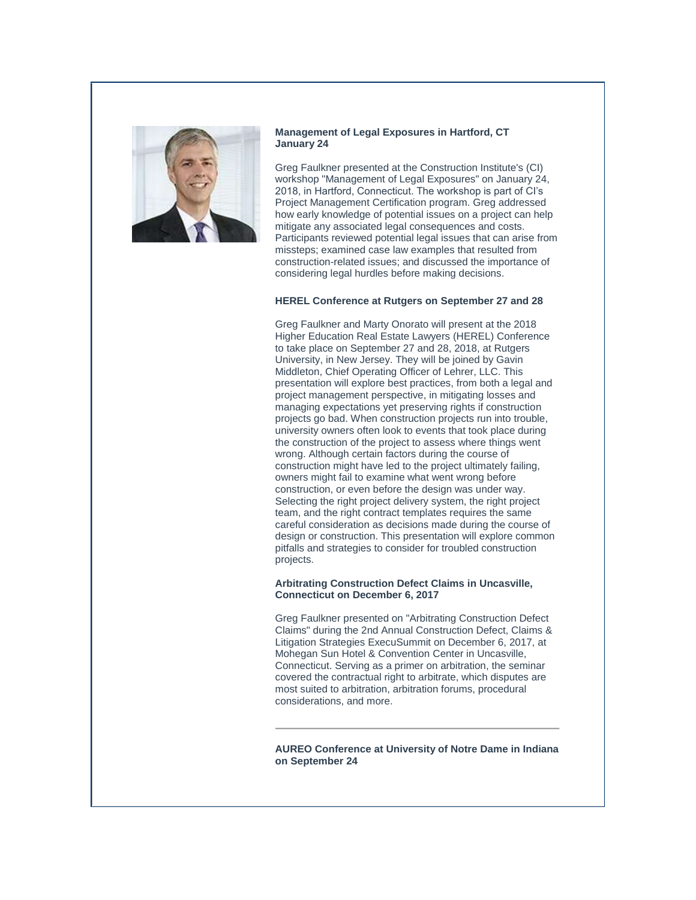**Management of Legal Exposures in Hartford, CT**
**January 24**

Greg Faulkner presented at the Construction Institute's (CI) workshop "Management of Legal Exposures" on January 24, 2018, in Hartford, Connecticut. The workshop is part of CI's Project Management Certification program. Greg addressed how early knowledge of potential issues on a project can help mitigate any associated legal consequences and costs. Participants reviewed potential legal issues that can arise from missteps; examined case law examples that resulted from construction-related issues; and discussed the importance of considering legal hurdles before making decisions.

**HEREL Conference at Rutgers on September 27 and 28**

Greg Faulkner and Marty Onorato will present at the 2018 Higher Education Real Estate Lawyers (HEREL) Conference to take place on September 27 and 28, 2018, at Rutgers University, in New Jersey. They will be joined by Gavin Middleton, Chief Operating Officer of Lehrer, LLC. This presentation will explore best practices, from both a legal and project management perspective, in mitigating losses and managing expectations yet preserving rights if construction projects go bad. When construction projects run into trouble, university owners often look to events that took place during the construction of the project to assess where things went wrong. Although certain factors during the course of construction might have led to the project ultimately failing, owners might fail to examine what went wrong before construction, or even before the design was under way. Selecting the right project delivery system, the right project team, and the right contract templates requires the same careful consideration as decisions made during the course of design or construction. This presentation will explore common pitfalls and strategies to consider for troubled construction projects.

**Arbitrating Construction Defect Claims in Uncasville, Connecticut on December 6, 2017**

Greg Faulkner presented on "Arbitrating Construction Defect Claims" during the 2nd Annual Construction Defect, Claims & Litigation Strategies ExecuSummit on December 6, 2017, at Mohegan Sun Hotel & Convention Center in Uncasville, Connecticut. Serving as a primer on arbitration, the seminar covered the contractual right to arbitrate, which disputes are most suited to arbitration, arbitration forums, procedural considerations, and more.

---

**AUREO Conference at University of Notre Dame in Indiana on September 24**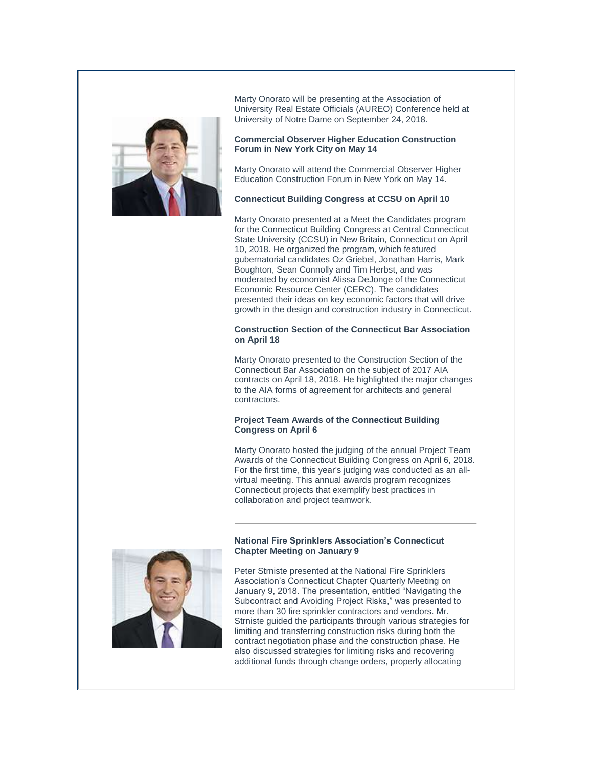Marty Onorato will be presenting at the Association of University Real Estate Officials (AUREO) Conference held at University of Notre Dame on September 24, 2018.

**Commercial Observer Higher Education Construction Forum in New York City on May 14**

Marty Onorato will attend the Commercial Observer Higher Education Construction Forum in New York on May 14.

**Connecticut Building Congress at CCSU on April 10**

Marty Onorato presented at a Meet the Candidates program for the Connecticut Building Congress at Central Connecticut State University (CCSU) in New Britain, Connecticut on April 10, 2018. He organized the program, which featured gubernatorial candidates Oz Griebel, Jonathan Harris, Mark Boughton, Sean Connolly and Tim Herbst, and was moderated by economist Alissa DeJonge of the Connecticut Economic Resource Center (CERC). The candidates presented their ideas on key economic factors that will drive growth in the design and construction industry in Connecticut.

**Construction Section of the Connecticut Bar Association on April 18**

Marty Onorato presented to the Construction Section of the Connecticut Bar Association on the subject of 2017 AIA contracts on April 18, 2018. He highlighted the major changes to the AIA forms of agreement for architects and general contractors.

**Project Team Awards of the Connecticut Building Congress on April 6**

Marty Onorato hosted the judging of the annual Project Team Awards of the Connecticut Building Congress on April 6, 2018. For the first time, this year's judging was conducted as an all-virtual meeting. This annual awards program recognizes Connecticut projects that exemplify best practices in collaboration and project teamwork.

---

**National Fire Sprinklers Association's Connecticut Chapter Meeting on January 9**

Peter Strniste presented at the National Fire Sprinklers Association's Connecticut Chapter Quarterly Meeting on January 9, 2018. The presentation, entitled "Navigating the Subcontract and Avoiding Project Risks," was presented to more than 30 fire sprinkler contractors and vendors. Mr. Strniste guided the participants through various strategies for limiting and transferring construction risks during both the contract negotiation phase and the construction phase. He also discussed strategies for limiting risks and recovering additional funds through change orders, properly allocating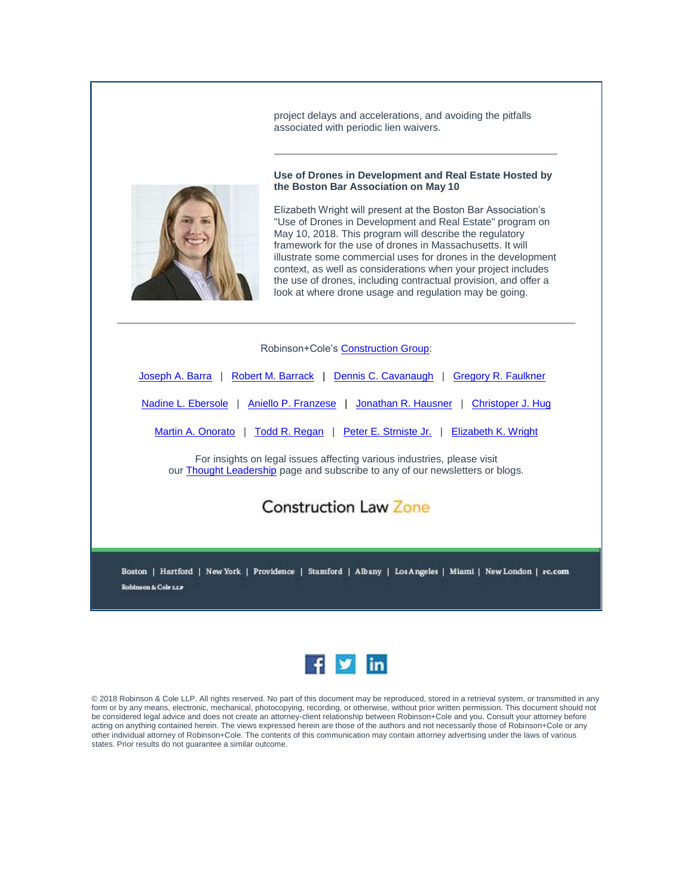project delays and accelerations, and avoiding the pitfalls associated with periodic lien waivers.

---

**Use of Drones in Development and Real Estate Hosted by the Boston Bar Association on May 10**

Elizabeth Wright will present at the Boston Bar Association's "Use of Drones in Development and Real Estate" program on May 10, 2018. This program will describe the regulatory framework for the use of drones in Massachusetts. It will illustrate some commercial uses for drones in the development context, as well as considerations when your project includes the use of drones, including contractual provision, and offer a look at where drone usage and regulation may be going.

---

Robinson+Cole's Construction Group:

Joseph A. Barra | Robert M. Barrack | Dennis C. Cavanaugh | Gregory R. Faulkner

Nadine L. Ebersole | Aniello P. Franzese | Jonathan R. Hausner | Christoper J. Hug

Martin A. Onorato | Todd R. Regan | Peter E. Strniste Jr. | Elizabeth K. Wright

For insights on legal issues affecting various industries, please visit our Thought Leadership page and subscribe to any of our newsletters or blogs.

Construction Law Zone

Boston | Hartford | New York | Providence | Stamford | Albany | Los Angeles | Miami | New London | rc.com

Robinson & Cole LLP

© 2018 Robinson & Cole LLP. All rights reserved. No part of this document may be reproduced, stored in a retrieval system, or transmitted in any form or by any means, electronic, mechanical, photocopying, recording, or otherwise, without prior written permission. This document should not be considered legal advice and does not create an attorney-client relationship between Robinson+Cole and you. Consult your attorney before acting on anything contained herein. The views expressed herein are those of the authors and not necessarily those of Robinson+Cole or any other individual attorney of Robinson+Cole. The contents of this communication may contain attorney advertising under the laws of various states. Prior results do not guarantee a similar outcome.